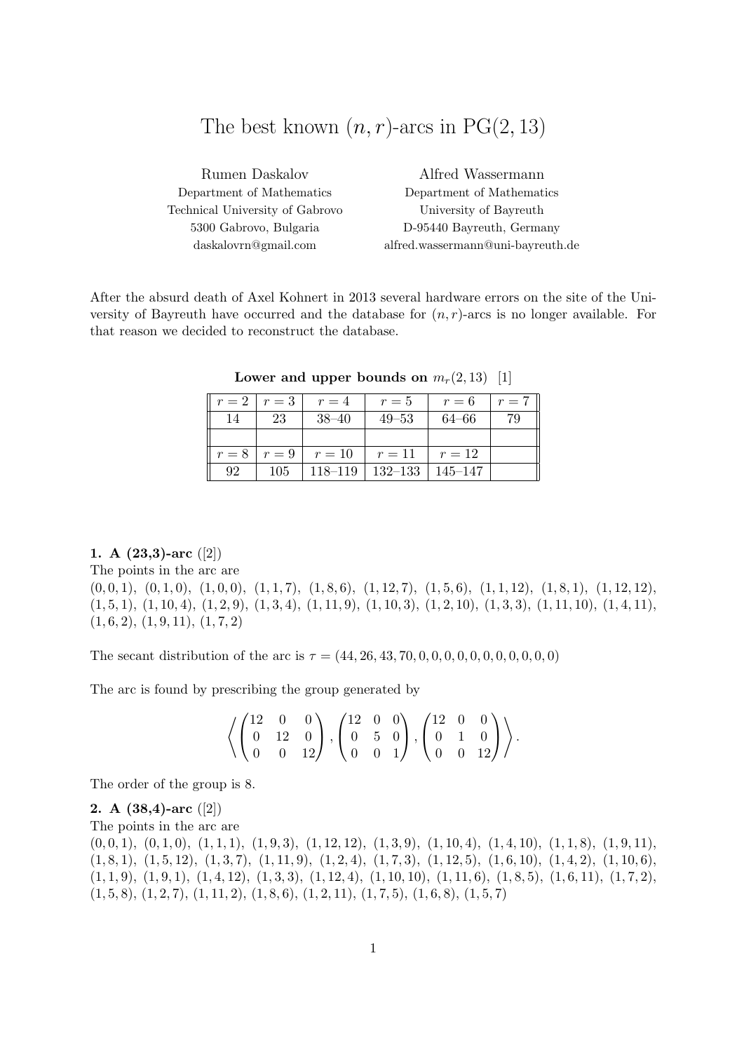// The best known $(n, r)$-arcs in PG(2, 13)

| Rumen Daskalov | Alfred Wassermann |
|---|---|
| Department of Mathematics | Department of Mathematics |
| Technical University of Gabrovo | University of Bayreuth |
| 5300 Gabrovo, Bulgaria | D-95440 Bayreuth, Germany |
| daskalovrn@gmail.com | alfred.wassermann@uni-bayreuth.de |

After the absurd death of Axel Kohnert in 2013 several hardware errors on the site of the University of Bayreuth have occurred and the database for $(n, r)$-arcs is no longer available. For that reason we decided to reconstruct the database.

**Lower and upper bounds on** $m_r(2, 13)$ [1]

| $r = 2$ | $r = 3$ | $r = 4$ | $r = 5$ | $r = 6$ | $r = 7$ |
|---|---|---|---|---|---|
| 14 | 23 | 38–40 | 49–53 | 64–66 | 79 |
| | | | | | |
| $r = 8$ | $r = 9$ | $r = 10$ | $r = 11$ | $r = 12$ | |
| 92 | 105 | 118–119 | 132–133 | 145–147 | |

**1. A (23,3)-arc** ([2])

The points in the arc are

$(0, 0, 1)$, $(0, 1, 0)$, $(1, 0, 0)$, $(1, 1, 7)$, $(1, 8, 6)$, $(1, 12, 7)$, $(1, 5, 6)$, $(1, 1, 12)$, $(1, 8, 1)$, $(1, 12, 12)$, $(1, 5, 1)$, $(1, 10, 4)$, $(1, 2, 9)$, $(1, 3, 4)$, $(1, 11, 9)$, $(1, 10, 3)$, $(1, 2, 10)$, $(1, 3, 3)$, $(1, 11, 10)$, $(1, 4, 11)$, $(1, 6, 2)$, $(1, 9, 11)$, $(1, 7, 2)$

The secant distribution of the arc is $\tau = (44, 26, 43, 70, 0, 0, 0, 0, 0, 0, 0, 0, 0, 0)$

The arc is found by prescribing the group generated by

$$\left\langle \begin{pmatrix} 12 & 0 & 0 \\ 0 & 12 & 0 \\ 0 & 0 & 12 \end{pmatrix}, \begin{pmatrix} 12 & 0 & 0 \\ 0 & 5 & 0 \\ 0 & 0 & 1 \end{pmatrix}, \begin{pmatrix} 12 & 0 & 0 \\ 0 & 1 & 0 \\ 0 & 0 & 12 \end{pmatrix} \right\rangle.$$

The order of the group is 8.

**2. A (38,4)-arc** ([2])

The points in the arc are

$(0, 0, 1)$, $(0, 1, 0)$, $(1, 1, 1)$, $(1, 9, 3)$, $(1, 12, 12)$, $(1, 3, 9)$, $(1, 10, 4)$, $(1, 4, 10)$, $(1, 1, 8)$, $(1, 9, 11)$, $(1, 8, 1)$, $(1, 5, 12)$, $(1, 3, 7)$, $(1, 11, 9)$, $(1, 2, 4)$, $(1, 7, 3)$, $(1, 12, 5)$, $(1, 6, 10)$, $(1, 4, 2)$, $(1, 10, 6)$, $(1, 1, 9)$, $(1, 9, 1)$, $(1, 4, 12)$, $(1, 3, 3)$, $(1, 12, 4)$, $(1, 10, 10)$, $(1, 11, 6)$, $(1, 8, 5)$, $(1, 6, 11)$, $(1, 7, 2)$, $(1, 5, 8)$, $(1, 2, 7)$, $(1, 11, 2)$, $(1, 8, 6)$, $(1, 2, 11)$, $(1, 7, 5)$, $(1, 6, 8)$, $(1, 5, 7)$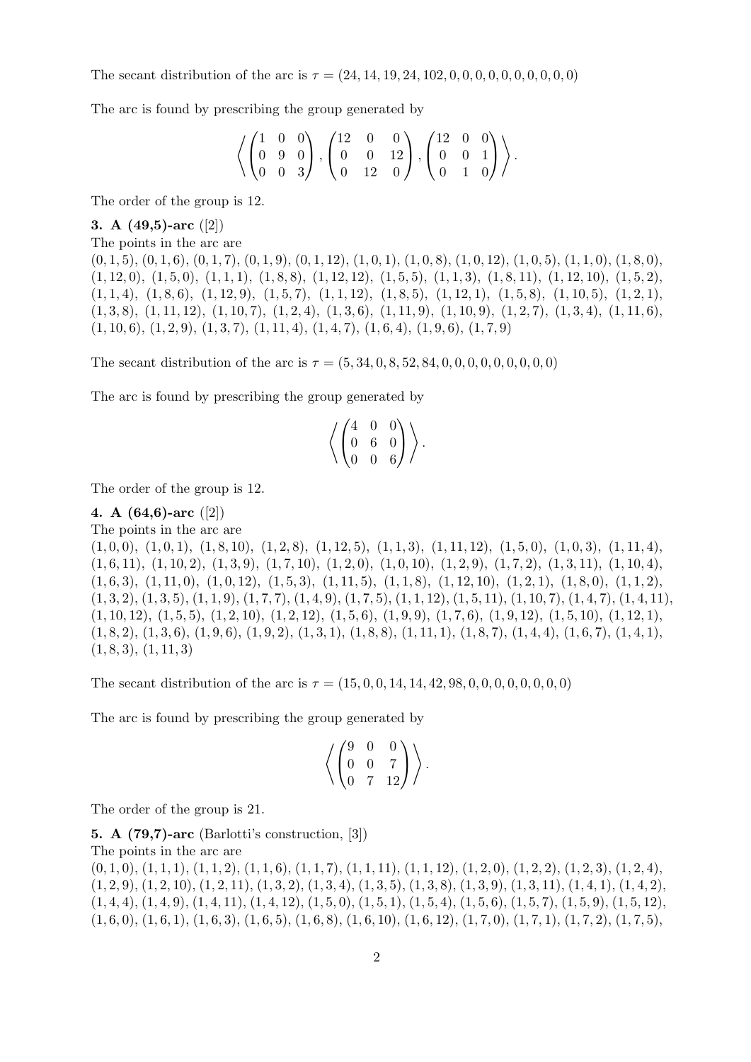The secant distribution of the arc is $\tau = (24, 14, 19, 24, 102, 0, 0, 0, 0, 0, 0, 0, 0, 0, 0)$

The arc is found by prescribing the group generated by

$$\left\langle \begin{pmatrix} 1 & 0 & 0 \\ 0 & 9 & 0 \\ 0 & 0 & 3 \end{pmatrix}, \begin{pmatrix} 12 & 0 & 0 \\ 0 & 0 & 12 \\ 0 & 12 & 0 \end{pmatrix}, \begin{pmatrix} 12 & 0 & 0 \\ 0 & 0 & 1 \\ 0 & 1 & 0 \end{pmatrix} \right\rangle.$$

The order of the group is 12.

**3. A (49,5)-arc** ([2])

The points in the arc are

$(0,1,5)$, $(0,1,6)$, $(0,1,7)$, $(0,1,9)$, $(0,1,12)$, $(1,0,1)$, $(1,0,8)$, $(1,0,12)$, $(1,0,5)$, $(1,1,0)$, $(1,8,0)$, $(1,12,0)$, $(1,5,0)$, $(1,1,1)$, $(1,8,8)$, $(1,12,12)$, $(1,5,5)$, $(1,1,3)$, $(1,8,11)$, $(1,12,10)$, $(1,5,2)$, $(1,1,4)$, $(1,8,6)$, $(1,12,9)$, $(1,5,7)$, $(1,1,12)$, $(1,8,5)$, $(1,12,1)$, $(1,5,8)$, $(1,10,5)$, $(1,2,1)$, $(1,3,8)$, $(1,11,12)$, $(1,10,7)$, $(1,2,4)$, $(1,3,6)$, $(1,11,9)$, $(1,10,9)$, $(1,2,7)$, $(1,3,4)$, $(1,11,6)$, $(1,10,6)$, $(1,2,9)$, $(1,3,7)$, $(1,11,4)$, $(1,4,7)$, $(1,6,4)$, $(1,9,6)$, $(1,7,9)$

The secant distribution of the arc is $\tau = (5, 34, 0, 8, 52, 84, 0, 0, 0, 0, 0, 0, 0, 0, 0)$

The arc is found by prescribing the group generated by

$$\left\langle \begin{pmatrix} 4 & 0 & 0 \\ 0 & 6 & 0 \\ 0 & 0 & 6 \end{pmatrix} \right\rangle.$$

The order of the group is 12.

**4. A (64,6)-arc** ([2])

The points in the arc are

$(1,0,0)$, $(1,0,1)$, $(1,8,10)$, $(1,2,8)$, $(1,12,5)$, $(1,1,3)$, $(1,11,12)$, $(1,5,0)$, $(1,0,3)$, $(1,11,4)$, $(1,6,11)$, $(1,10,2)$, $(1,3,9)$, $(1,7,10)$, $(1,2,0)$, $(1,0,10)$, $(1,2,9)$, $(1,7,2)$, $(1,3,11)$, $(1,10,4)$, $(1,6,3)$, $(1,11,0)$, $(1,0,12)$, $(1,5,3)$, $(1,11,5)$, $(1,1,8)$, $(1,12,10)$, $(1,2,1)$, $(1,8,0)$, $(1,1,2)$, $(1,3,2)$, $(1,3,5)$, $(1,1,9)$, $(1,7,7)$, $(1,4,9)$, $(1,7,5)$, $(1,1,12)$, $(1,5,11)$, $(1,10,7)$, $(1,4,7)$, $(1,4,11)$, $(1,10,12)$, $(1,5,5)$, $(1,2,10)$, $(1,2,12)$, $(1,5,6)$, $(1,9,9)$, $(1,7,6)$, $(1,9,12)$, $(1,5,10)$, $(1,12,1)$, $(1,8,2)$, $(1,3,6)$, $(1,9,6)$, $(1,9,2)$, $(1,3,1)$, $(1,8,8)$, $(1,11,1)$, $(1,8,7)$, $(1,4,4)$, $(1,6,7)$, $(1,4,1)$, $(1,8,3)$, $(1,11,3)$

The secant distribution of the arc is $\tau = (15, 0, 0, 14, 14, 42, 98, 0, 0, 0, 0, 0, 0, 0, 0)$

The arc is found by prescribing the group generated by

$$\left\langle \begin{pmatrix} 9 & 0 & 0 \\ 0 & 0 & 7 \\ 0 & 7 & 12 \end{pmatrix} \right\rangle.$$

The order of the group is 21.

**5. A (79,7)-arc** (Barlotti's construction, [3])

The points in the arc are

$(0,1,0)$, $(1,1,1)$, $(1,1,2)$, $(1,1,6)$, $(1,1,7)$, $(1,1,11)$, $(1,1,12)$, $(1,2,0)$, $(1,2,2)$, $(1,2,3)$, $(1,2,4)$, $(1,2,9)$, $(1,2,10)$, $(1,2,11)$, $(1,3,2)$, $(1,3,4)$, $(1,3,5)$, $(1,3,8)$, $(1,3,9)$, $(1,3,11)$, $(1,4,1)$, $(1,4,2)$, $(1,4,4)$, $(1,4,9)$, $(1,4,11)$, $(1,4,12)$, $(1,5,0)$, $(1,5,1)$, $(1,5,4)$, $(1,5,6)$, $(1,5,7)$, $(1,5,9)$, $(1,5,12)$, $(1,6,0)$, $(1,6,1)$, $(1,6,3)$, $(1,6,5)$, $(1,6,8)$, $(1,6,10)$, $(1,6,12)$, $(1,7,0)$, $(1,7,1)$, $(1,7,2)$, $(1,7,5)$,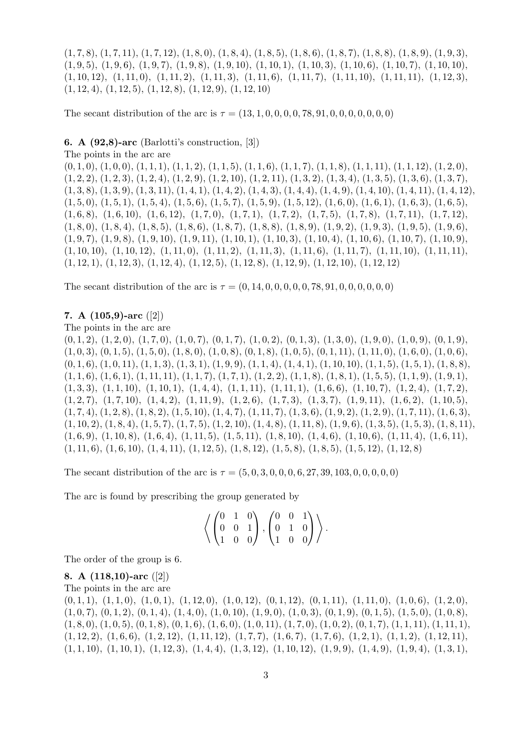$(1,7,8)$, $(1,7,11)$, $(1,7,12)$, $(1,8,0)$, $(1,8,4)$, $(1,8,5)$, $(1,8,6)$, $(1,8,7)$, $(1,8,8)$, $(1,8,9)$, $(1,9,3)$, $(1,9,5)$, $(1,9,6)$, $(1,9,7)$, $(1,9,8)$, $(1,9,10)$, $(1,10,1)$, $(1,10,3)$, $(1,10,6)$, $(1,10,7)$, $(1,10,10)$, $(1,10,12)$, $(1,11,0)$, $(1,11,2)$, $(1,11,3)$, $(1,11,6)$, $(1,11,7)$, $(1,11,10)$, $(1,11,11)$, $(1,12,3)$, $(1,12,4)$, $(1,12,5)$, $(1,12,8)$, $(1,12,9)$, $(1,12,10)$

The secant distribution of the arc is $\tau = (13,1,0,0,0,0,78,91,0,0,0,0,0,0)$

**6. A (92,8)-arc** (Barlotti's construction, [3])

The points in the arc are

$(0,1,0)$, $(1,0,0)$, $(1,1,1)$, $(1,1,2)$, $(1,1,5)$, $(1,1,6)$, $(1,1,7)$, $(1,1,8)$, $(1,1,11)$, $(1,1,12)$, $(1,2,0)$, $(1,2,2)$, $(1,2,3)$, $(1,2,4)$, $(1,2,9)$, $(1,2,10)$, $(1,2,11)$, $(1,3,2)$, $(1,3,4)$, $(1,3,5)$, $(1,3,6)$, $(1,3,7)$, $(1,3,8)$, $(1,3,9)$, $(1,3,11)$, $(1,4,1)$, $(1,4,2)$, $(1,4,3)$, $(1,4,4)$, $(1,4,9)$, $(1,4,10)$, $(1,4,11)$, $(1,4,12)$, $(1,5,0)$, $(1,5,1)$, $(1,5,4)$, $(1,5,6)$, $(1,5,7)$, $(1,5,9)$, $(1,5,12)$, $(1,6,0)$, $(1,6,1)$, $(1,6,3)$, $(1,6,5)$, $(1,6,8)$, $(1,6,10)$, $(1,6,12)$, $(1,7,0)$, $(1,7,1)$, $(1,7,2)$, $(1,7,5)$, $(1,7,8)$, $(1,7,11)$, $(1,7,12)$, $(1,8,0)$, $(1,8,4)$, $(1,8,5)$, $(1,8,6)$, $(1,8,7)$, $(1,8,8)$, $(1,8,9)$, $(1,9,2)$, $(1,9,3)$, $(1,9,5)$, $(1,9,6)$, $(1,9,7)$, $(1,9,8)$, $(1,9,10)$, $(1,9,11)$, $(1,10,1)$, $(1,10,3)$, $(1,10,4)$, $(1,10,6)$, $(1,10,7)$, $(1,10,9)$, $(1,10,10)$, $(1,10,12)$, $(1,11,0)$, $(1,11,2)$, $(1,11,3)$, $(1,11,6)$, $(1,11,7)$, $(1,11,10)$, $(1,11,11)$, $(1,12,1)$, $(1,12,3)$, $(1,12,4)$, $(1,12,5)$, $(1,12,8)$, $(1,12,9)$, $(1,12,10)$, $(1,12,12)$

The secant distribution of the arc is $\tau = (0,14,0,0,0,0,0,78,91,0,0,0,0,0,0)$

**7. A (105,9)-arc** ([2])

The points in the arc are

$(0,1,2)$, $(1,2,0)$, $(1,7,0)$, $(1,0,7)$, $(0,1,7)$, $(1,0,2)$, $(0,1,3)$, $(1,3,0)$, $(1,9,0)$, $(1,0,9)$, $(0,1,9)$, $(1,0,3)$, $(0,1,5)$, $(1,5,0)$, $(1,8,0)$, $(1,0,8)$, $(0,1,8)$, $(1,0,5)$, $(0,1,11)$, $(1,11,0)$, $(1,6,0)$, $(1,0,6)$, $(0,1,6)$, $(1,0,11)$, $(1,1,3)$, $(1,3,1)$, $(1,9,9)$, $(1,1,4)$, $(1,4,1)$, $(1,10,10)$, $(1,1,5)$, $(1,5,1)$, $(1,8,8)$, $(1,1,6)$, $(1,6,1)$, $(1,11,11)$, $(1,1,7)$, $(1,7,1)$, $(1,2,2)$, $(1,1,8)$, $(1,8,1)$, $(1,5,5)$, $(1,1,9)$, $(1,9,1)$, $(1,3,3)$, $(1,1,10)$, $(1,10,1)$, $(1,4,4)$, $(1,1,11)$, $(1,11,1)$, $(1,6,6)$, $(1,10,7)$, $(1,2,4)$, $(1,7,2)$, $(1,2,7)$, $(1,7,10)$, $(1,4,2)$, $(1,11,9)$, $(1,2,6)$, $(1,7,3)$, $(1,3,7)$, $(1,9,11)$, $(1,6,2)$, $(1,10,5)$, $(1,7,4)$, $(1,2,8)$, $(1,8,2)$, $(1,5,10)$, $(1,4,7)$, $(1,11,7)$, $(1,3,6)$, $(1,9,2)$, $(1,2,9)$, $(1,7,11)$, $(1,6,3)$, $(1,10,2)$, $(1,8,4)$, $(1,5,7)$, $(1,7,5)$, $(1,2,10)$, $(1,4,8)$, $(1,11,8)$, $(1,9,6)$, $(1,3,5)$, $(1,5,3)$, $(1,8,11)$, $(1,6,9)$, $(1,10,8)$, $(1,6,4)$, $(1,11,5)$, $(1,5,11)$, $(1,8,10)$, $(1,4,6)$, $(1,10,6)$, $(1,11,4)$, $(1,6,11)$, $(1,11,6)$, $(1,6,10)$, $(1,4,11)$, $(1,12,5)$, $(1,8,12)$, $(1,5,8)$, $(1,8,5)$, $(1,5,12)$, $(1,12,8)$

The secant distribution of the arc is $\tau = (5,0,3,0,0,0,6,27,39,103,0,0,0,0,0)$

The arc is found by prescribing the group generated by

$$\left\langle \begin{pmatrix} 0 & 1 & 0 \\ 0 & 0 & 1 \\ 1 & 0 & 0 \end{pmatrix}, \begin{pmatrix} 0 & 0 & 1 \\ 0 & 1 & 0 \\ 1 & 0 & 0 \end{pmatrix} \right\rangle.$$

The order of the group is 6.

**8. A (118,10)-arc** ([2])

The points in the arc are

$(0,1,1)$, $(1,1,0)$, $(1,0,1)$, $(1,12,0)$, $(1,0,12)$, $(0,1,12)$, $(0,1,11)$, $(1,11,0)$, $(1,0,6)$, $(1,2,0)$, $(1,0,7)$, $(0,1,2)$, $(0,1,4)$, $(1,4,0)$, $(1,0,10)$, $(1,9,0)$, $(1,0,3)$, $(0,1,9)$, $(0,1,5)$, $(1,5,0)$, $(1,0,8)$, $(1,8,0)$, $(1,0,5)$, $(0,1,8)$, $(0,1,6)$, $(1,6,0)$, $(1,0,11)$, $(1,7,0)$, $(1,0,2)$, $(0,1,7)$, $(1,1,11)$, $(1,11,1)$, $(1,12,2)$, $(1,6,6)$, $(1,2,12)$, $(1,11,12)$, $(1,7,7)$, $(1,6,7)$, $(1,7,6)$, $(1,2,1)$, $(1,1,2)$, $(1,12,11)$, $(1,1,10)$, $(1,10,1)$, $(1,12,3)$, $(1,4,4)$, $(1,3,12)$, $(1,10,12)$, $(1,9,9)$, $(1,4,9)$, $(1,9,4)$, $(1,3,1)$,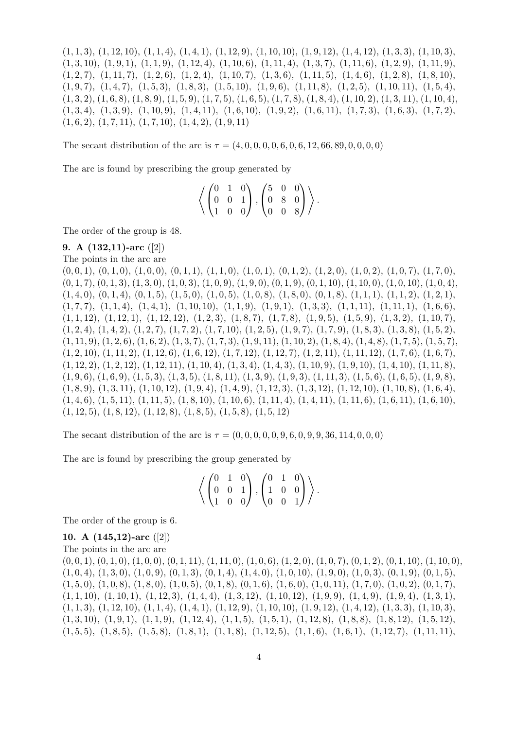$(1,1,3)$, $(1,12,10)$, $(1,1,4)$, $(1,4,1)$, $(1,12,9)$, $(1,10,10)$, $(1,9,12)$, $(1,4,12)$, $(1,3,3)$, $(1,10,3)$, $(1,3,10)$, $(1,9,1)$, $(1,1,9)$, $(1,12,4)$, $(1,10,6)$, $(1,11,4)$, $(1,3,7)$, $(1,11,6)$, $(1,2,9)$, $(1,11,9)$, $(1,2,7)$, $(1,11,7)$, $(1,2,6)$, $(1,2,4)$, $(1,10,7)$, $(1,3,6)$, $(1,11,5)$, $(1,4,6)$, $(1,2,8)$, $(1,8,10)$, $(1,9,7)$, $(1,4,7)$, $(1,5,3)$, $(1,8,3)$, $(1,5,10)$, $(1,9,6)$, $(1,11,8)$, $(1,2,5)$, $(1,10,11)$, $(1,5,4)$, $(1,3,2)$, $(1,6,8)$, $(1,8,9)$, $(1,5,9)$, $(1,7,5)$, $(1,6,5)$, $(1,7,8)$, $(1,8,4)$, $(1,10,2)$, $(1,3,11)$, $(1,10,4)$, $(1,3,4)$, $(1,3,9)$, $(1,10,9)$, $(1,4,11)$, $(1,6,10)$, $(1,9,2)$, $(1,6,11)$, $(1,7,3)$, $(1,6,3)$, $(1,7,2)$, $(1,6,2)$, $(1,7,11)$, $(1,7,10)$, $(1,4,2)$, $(1,9,11)$

The secant distribution of the arc is $\tau = (4,0,0,0,0,6,0,6,12,66,89,0,0,0,0)$

The arc is found by prescribing the group generated by

$$\left\langle \begin{pmatrix} 0 & 1 & 0 \\ 0 & 0 & 1 \\ 1 & 0 & 0 \end{pmatrix}, \begin{pmatrix} 5 & 0 & 0 \\ 0 & 8 & 0 \\ 0 & 0 & 8 \end{pmatrix} \right\rangle.$$

The order of the group is 48.

**9. A (132,11)-arc** ([2])

The points in the arc are

$(0,0,1)$, $(0,1,0)$, $(1,0,0)$, $(0,1,1)$, $(1,1,0)$, $(1,0,1)$, $(0,1,2)$, $(1,2,0)$, $(1,0,2)$, $(1,0,7)$, $(1,7,0)$, $(0,1,7)$, $(0,1,3)$, $(1,3,0)$, $(1,0,3)$, $(1,0,9)$, $(1,9,0)$, $(0,1,9)$, $(0,1,10)$, $(1,10,0)$, $(1,0,10)$, $(1,0,4)$, $(1,4,0)$, $(0,1,4)$, $(0,1,5)$, $(1,5,0)$, $(1,0,5)$, $(1,0,8)$, $(1,8,0)$, $(0,1,8)$, $(1,1,1)$, $(1,1,2)$, $(1,2,1)$, $(1,7,7)$, $(1,1,4)$, $(1,4,1)$, $(1,10,10)$, $(1,1,9)$, $(1,9,1)$, $(1,3,3)$, $(1,1,11)$, $(1,11,1)$, $(1,6,6)$, $(1,1,12)$, $(1,12,1)$, $(1,12,12)$, $(1,2,3)$, $(1,8,7)$, $(1,7,8)$, $(1,9,5)$, $(1,5,9)$, $(1,3,2)$, $(1,10,7)$, $(1,2,4)$, $(1,4,2)$, $(1,2,7)$, $(1,7,2)$, $(1,7,10)$, $(1,2,5)$, $(1,9,7)$, $(1,7,9)$, $(1,8,3)$, $(1,3,8)$, $(1,5,2)$, $(1,11,9)$, $(1,2,6)$, $(1,6,2)$, $(1,3,7)$, $(1,7,3)$, $(1,9,11)$, $(1,10,2)$, $(1,8,4)$, $(1,4,8)$, $(1,7,5)$, $(1,5,7)$, $(1,2,10)$, $(1,11,2)$, $(1,12,6)$, $(1,6,12)$, $(1,7,12)$, $(1,12,7)$, $(1,2,11)$, $(1,11,12)$, $(1,7,6)$, $(1,6,7)$, $(1,12,2)$, $(1,2,12)$, $(1,12,11)$, $(1,10,4)$, $(1,3,4)$, $(1,4,3)$, $(1,10,9)$, $(1,9,10)$, $(1,4,10)$, $(1,11,8)$, $(1,9,6)$, $(1,6,9)$, $(1,5,3)$, $(1,3,5)$, $(1,8,11)$, $(1,3,9)$, $(1,9,3)$, $(1,11,3)$, $(1,5,6)$, $(1,6,5)$, $(1,9,8)$, $(1,8,9)$, $(1,3,11)$, $(1,10,12)$, $(1,9,4)$, $(1,4,9)$, $(1,12,3)$, $(1,3,12)$, $(1,12,10)$, $(1,10,8)$, $(1,6,4)$, $(1,4,6)$, $(1,5,11)$, $(1,11,5)$, $(1,8,10)$, $(1,10,6)$, $(1,11,4)$, $(1,4,11)$, $(1,11,6)$, $(1,6,11)$, $(1,6,10)$, $(1,12,5)$, $(1,8,12)$, $(1,12,8)$, $(1,8,5)$, $(1,5,8)$, $(1,5,12)$

The secant distribution of the arc is $\tau = (0,0,0,0,0,9,6,0,9,9,36,114,0,0,0)$

The arc is found by prescribing the group generated by

$$\left\langle \begin{pmatrix} 0 & 1 & 0 \\ 0 & 0 & 1 \\ 1 & 0 & 0 \end{pmatrix}, \begin{pmatrix} 0 & 1 & 0 \\ 1 & 0 & 0 \\ 0 & 0 & 1 \end{pmatrix} \right\rangle.$$

The order of the group is 6.

**10. A (145,12)-arc** ([2])

The points in the arc are

$(0,0,1)$, $(0,1,0)$, $(1,0,0)$, $(0,1,11)$, $(1,11,0)$, $(1,0,6)$, $(1,2,0)$, $(1,0,7)$, $(0,1,2)$, $(0,1,10)$, $(1,10,0)$, $(1,0,4)$, $(1,3,0)$, $(1,0,9)$, $(0,1,3)$, $(0,1,4)$, $(1,4,0)$, $(1,0,10)$, $(1,9,0)$, $(1,0,3)$, $(0,1,9)$, $(0,1,5)$, $(1,5,0)$, $(1,0,8)$, $(1,8,0)$, $(1,0,5)$, $(0,1,8)$, $(0,1,6)$, $(1,6,0)$, $(1,0,11)$, $(1,7,0)$, $(1,0,2)$, $(0,1,7)$, $(1,1,10)$, $(1,10,1)$, $(1,12,3)$, $(1,4,4)$, $(1,3,12)$, $(1,10,12)$, $(1,9,9)$, $(1,4,9)$, $(1,9,4)$, $(1,3,1)$, $(1,1,3)$, $(1,12,10)$, $(1,1,4)$, $(1,4,1)$, $(1,12,9)$, $(1,10,10)$, $(1,9,12)$, $(1,4,12)$, $(1,3,3)$, $(1,10,3)$, $(1,3,10)$, $(1,9,1)$, $(1,1,9)$, $(1,12,4)$, $(1,1,5)$, $(1,5,1)$, $(1,12,8)$, $(1,8,8)$, $(1,8,12)$, $(1,5,12)$, $(1,5,5)$, $(1,8,5)$, $(1,5,8)$, $(1,8,1)$, $(1,1,8)$, $(1,12,5)$, $(1,1,6)$, $(1,6,1)$, $(1,12,7)$, $(1,11,11)$,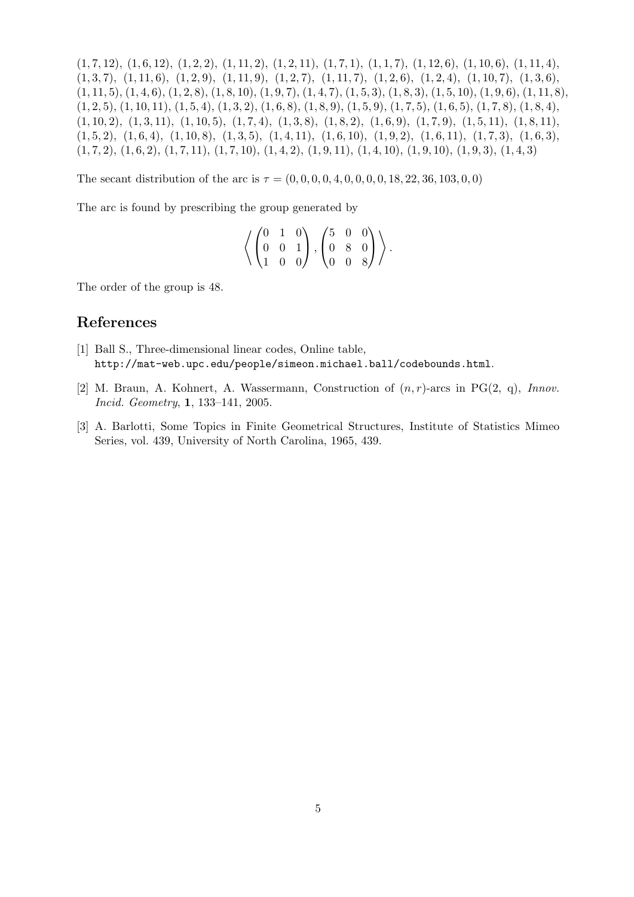$(1, 7, 12)$, $(1, 6, 12)$, $(1, 2, 2)$, $(1, 11, 2)$, $(1, 2, 11)$, $(1, 7, 1)$, $(1, 1, 7)$, $(1, 12, 6)$, $(1, 10, 6)$, $(1, 11, 4)$, $(1, 3, 7)$, $(1, 11, 6)$, $(1, 2, 9)$, $(1, 11, 9)$, $(1, 2, 7)$, $(1, 11, 7)$, $(1, 2, 6)$, $(1, 2, 4)$, $(1, 10, 7)$, $(1, 3, 6)$, $(1, 11, 5)$, $(1, 4, 6)$, $(1, 2, 8)$, $(1, 8, 10)$, $(1, 9, 7)$, $(1, 4, 7)$, $(1, 5, 3)$, $(1, 8, 3)$, $(1, 5, 10)$, $(1, 9, 6)$, $(1, 11, 8)$, $(1, 2, 5)$, $(1, 10, 11)$, $(1, 5, 4)$, $(1, 3, 2)$, $(1, 6, 8)$, $(1, 8, 9)$, $(1, 5, 9)$, $(1, 7, 5)$, $(1, 6, 5)$, $(1, 7, 8)$, $(1, 8, 4)$, $(1, 10, 2)$, $(1, 3, 11)$, $(1, 10, 5)$, $(1, 7, 4)$, $(1, 3, 8)$, $(1, 8, 2)$, $(1, 6, 9)$, $(1, 7, 9)$, $(1, 5, 11)$, $(1, 8, 11)$, $(1, 5, 2)$, $(1, 6, 4)$, $(1, 10, 8)$, $(1, 3, 5)$, $(1, 4, 11)$, $(1, 6, 10)$, $(1, 9, 2)$, $(1, 6, 11)$, $(1, 7, 3)$, $(1, 6, 3)$, $(1, 7, 2)$, $(1, 6, 2)$, $(1, 7, 11)$, $(1, 7, 10)$, $(1, 4, 2)$, $(1, 9, 11)$, $(1, 4, 10)$, $(1, 9, 10)$, $(1, 9, 3)$, $(1, 4, 3)$

The secant distribution of the arc is $\tau = (0, 0, 0, 0, 4, 0, 0, 0, 0, 18, 22, 36, 103, 0, 0)$

The arc is found by prescribing the group generated by

$$\left\langle \begin{pmatrix} 0 & 1 & 0 \\ 0 & 0 & 1 \\ 1 & 0 & 0 \end{pmatrix}, \begin{pmatrix} 5 & 0 & 0 \\ 0 & 8 & 0 \\ 0 & 0 & 8 \end{pmatrix} \right\rangle .$$

The order of the group is 48.

## References

[1] Ball S., Three-dimensional linear codes, Online table, `http://mat-web.upc.edu/people/simeon.michael.ball/codebounds.html`.

[2] M. Braun, A. Kohnert, A. Wassermann, Construction of $(n, r)$-arcs in PG(2, q), *Innov. Incid. Geometry*, **1**, 133–141, 2005.

[3] A. Barlotti, Some Topics in Finite Geometrical Structures, Institute of Statistics Mimeo Series, vol. 439, University of North Carolina, 1965, 439.